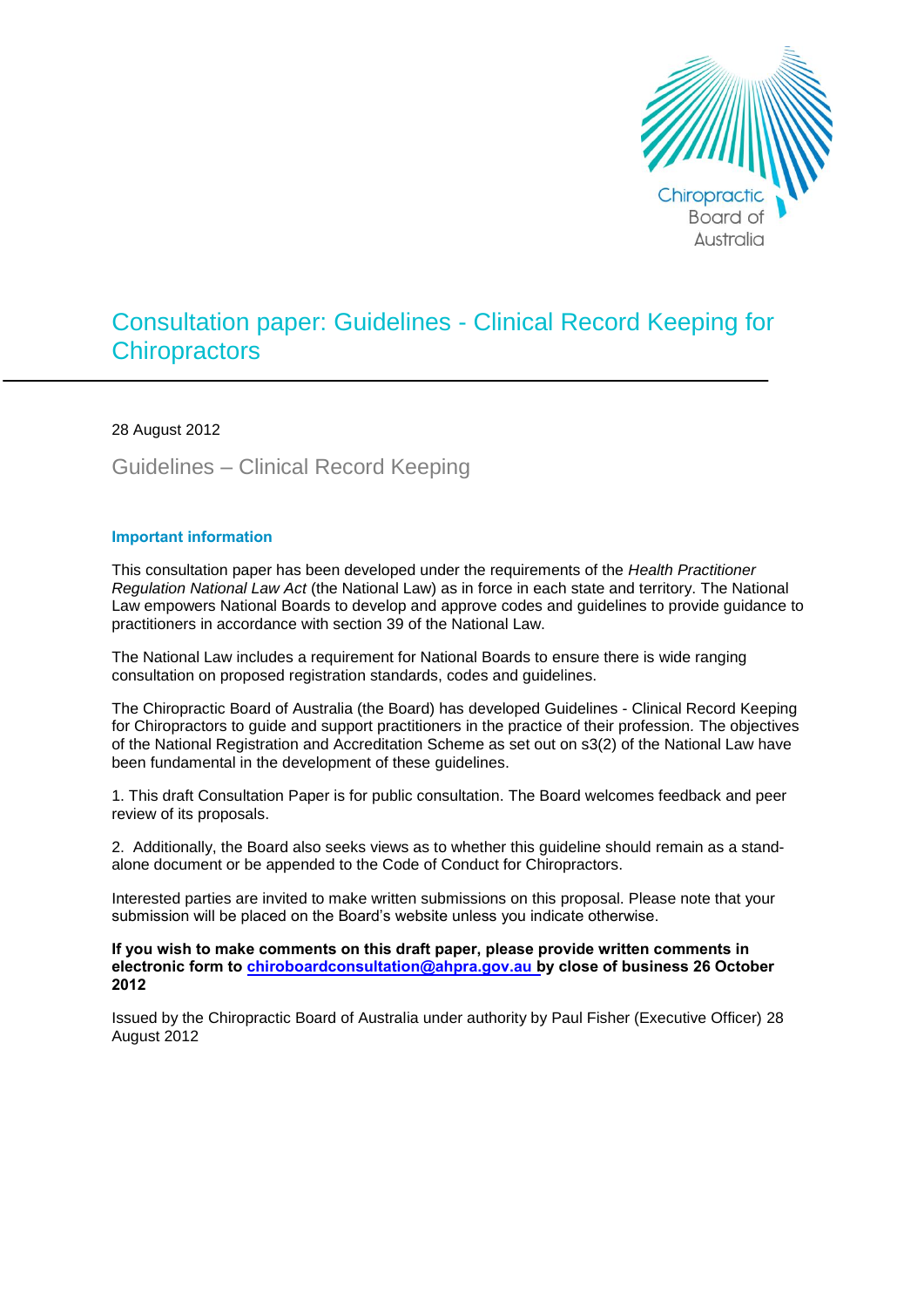# Consultation paper: Guidelines - Clinical Record Keeping for Chiropractors

28 August 2012

## Guidelines – Clinical Record Keeping

### Important information

This consultation paper has been developed under the requirements of the *Health Practitioner Regulation National Law Act* (the National Law) as in force in each state and territory. The National Law empowers National Boards to develop and approve codes and guidelines to provide guidance to practitioners in accordance with section 39 of the National Law.

The National Law includes a requirement for National Boards to ensure there is wide ranging consultation on proposed registration standards, codes and guidelines.

The Chiropractic Board of Australia (the Board) has developed Guidelines - Clinical Record Keeping for Chiropractors to guide and support practitioners in the practice of their profession. The objectives of the National Registration and Accreditation Scheme as set out on s3(2) of the National Law have been fundamental in the development of these guidelines.

1. This draft Consultation Paper is for public consultation. The Board welcomes feedback and peer review of its proposals.

2. Additionally, the Board also seeks views as to whether this guideline should remain as a stand-alone document or be appended to the Code of Conduct for Chiropractors.

Interested parties are invited to make written submissions on this proposal. Please note that your submission will be placed on the Board's website unless you indicate otherwise.

**If you wish to make comments on this draft paper, please provide written comments in electronic form to chiroboardconsultation@ahpra.gov.au by close of business 26 October 2012**

Issued by the Chiropractic Board of Australia under authority by Paul Fisher (Executive Officer) 28 August 2012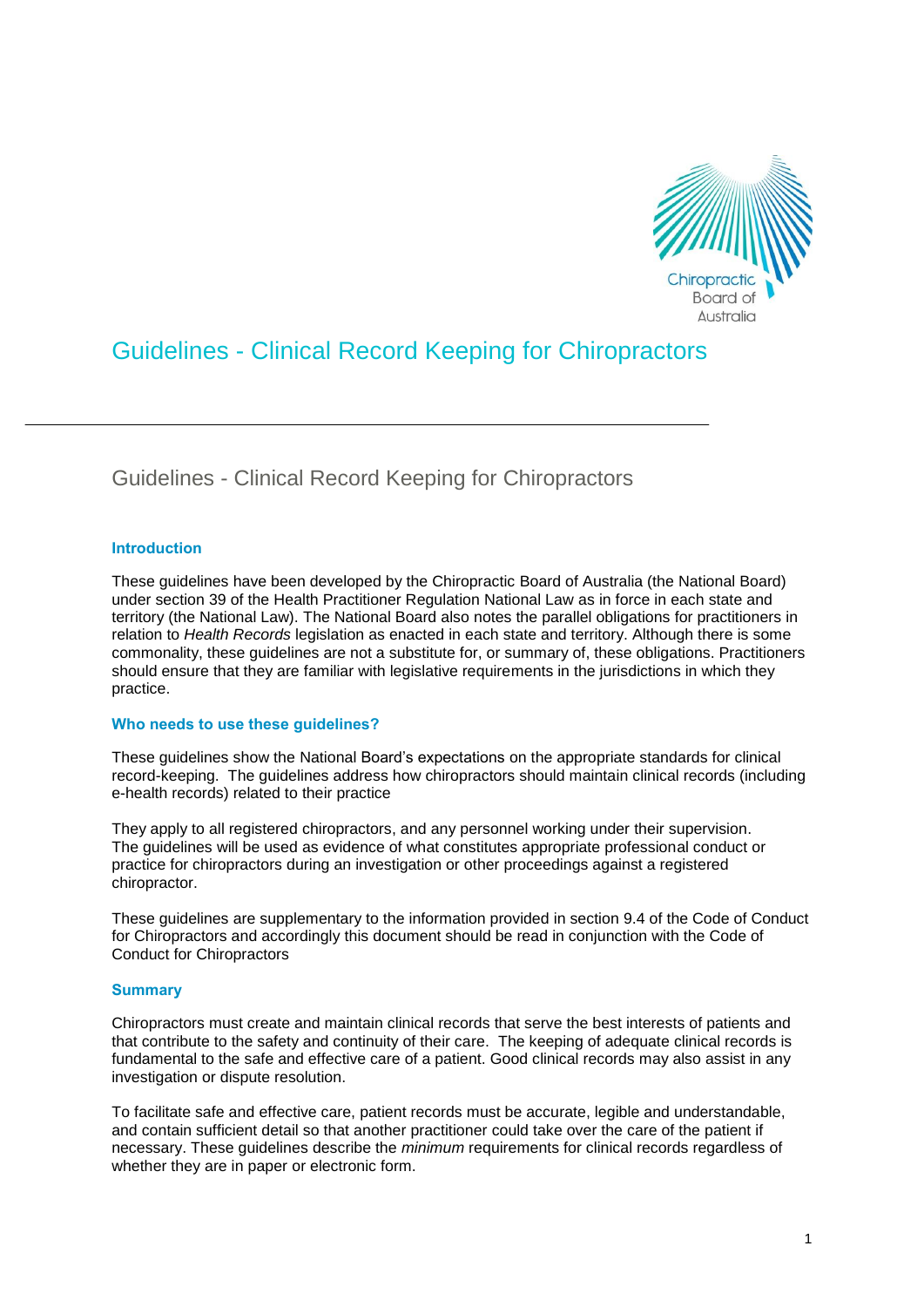# Guidelines - Clinical Record Keeping for Chiropractors

## Guidelines - Clinical Record Keeping for Chiropractors

### Introduction

These guidelines have been developed by the Chiropractic Board of Australia (the National Board) under section 39 of the Health Practitioner Regulation National Law as in force in each state and territory (the National Law). The National Board also notes the parallel obligations for practitioners in relation to *Health Records* legislation as enacted in each state and territory. Although there is some commonality, these guidelines are not a substitute for, or summary of, these obligations. Practitioners should ensure that they are familiar with legislative requirements in the jurisdictions in which they practice.

### Who needs to use these guidelines?

These guidelines show the National Board's expectations on the appropriate standards for clinical record-keeping. The guidelines address how chiropractors should maintain clinical records (including e-health records) related to their practice

They apply to all registered chiropractors, and any personnel working under their supervision. The guidelines will be used as evidence of what constitutes appropriate professional conduct or practice for chiropractors during an investigation or other proceedings against a registered chiropractor.

These guidelines are supplementary to the information provided in section 9.4 of the Code of Conduct for Chiropractors and accordingly this document should be read in conjunction with the Code of Conduct for Chiropractors

### Summary

Chiropractors must create and maintain clinical records that serve the best interests of patients and that contribute to the safety and continuity of their care. The keeping of adequate clinical records is fundamental to the safe and effective care of a patient. Good clinical records may also assist in any investigation or dispute resolution.

To facilitate safe and effective care, patient records must be accurate, legible and understandable, and contain sufficient detail so that another practitioner could take over the care of the patient if necessary. These guidelines describe the *minimum* requirements for clinical records regardless of whether they are in paper or electronic form.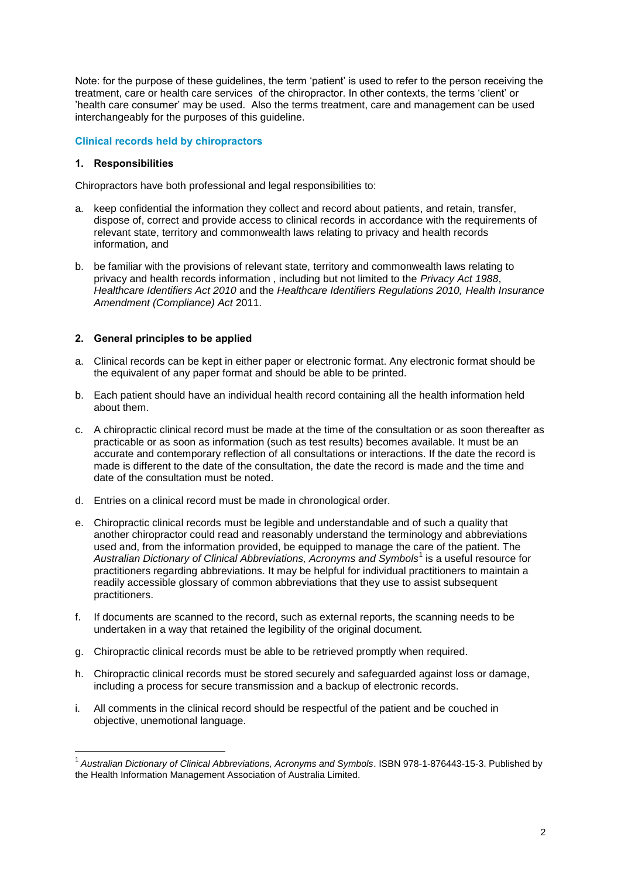Note: for the purpose of these guidelines, the term 'patient' is used to refer to the person receiving the treatment, care or health care services of the chiropractor. In other contexts, the terms 'client' or 'health care consumer' may be used. Also the terms treatment, care and management can be used interchangeably for the purposes of this guideline.

### Clinical records held by chiropractors

#### 1. Responsibilities

Chiropractors have both professional and legal responsibilities to:

a. keep confidential the information they collect and record about patients, and retain, transfer, dispose of, correct and provide access to clinical records in accordance with the requirements of relevant state, territory and commonwealth laws relating to privacy and health records information, and

b. be familiar with the provisions of relevant state, territory and commonwealth laws relating to privacy and health records information , including but not limited to the *Privacy Act 1988*, *Healthcare Identifiers Act 2010* and the *Healthcare Identifiers Regulations 2010, Health Insurance Amendment (Compliance) Act* 2011.

#### 2. General principles to be applied

a. Clinical records can be kept in either paper or electronic format. Any electronic format should be the equivalent of any paper format and should be able to be printed.

b. Each patient should have an individual health record containing all the health information held about them.

c. A chiropractic clinical record must be made at the time of the consultation or as soon thereafter as practicable or as soon as information (such as test results) becomes available. It must be an accurate and contemporary reflection of all consultations or interactions. If the date the record is made is different to the date of the consultation, the date the record is made and the time and date of the consultation must be noted.

d. Entries on a clinical record must be made in chronological order.

e. Chiropractic clinical records must be legible and understandable and of such a quality that another chiropractor could read and reasonably understand the terminology and abbreviations used and, from the information provided, be equipped to manage the care of the patient. The *Australian Dictionary of Clinical Abbreviations, Acronyms and Symbols*[1] is a useful resource for practitioners regarding abbreviations. It may be helpful for individual practitioners to maintain a readily accessible glossary of common abbreviations that they use to assist subsequent practitioners.

f. If documents are scanned to the record, such as external reports, the scanning needs to be undertaken in a way that retained the legibility of the original document.

g. Chiropractic clinical records must be able to be retrieved promptly when required.

h. Chiropractic clinical records must be stored securely and safeguarded against loss or damage, including a process for secure transmission and a backup of electronic records.

i. All comments in the clinical record should be respectful of the patient and be couched in objective, unemotional language.

---

[1] *Australian Dictionary of Clinical Abbreviations, Acronyms and Symbols*. ISBN 978-1-876443-15-3. Published by the Health Information Management Association of Australia Limited.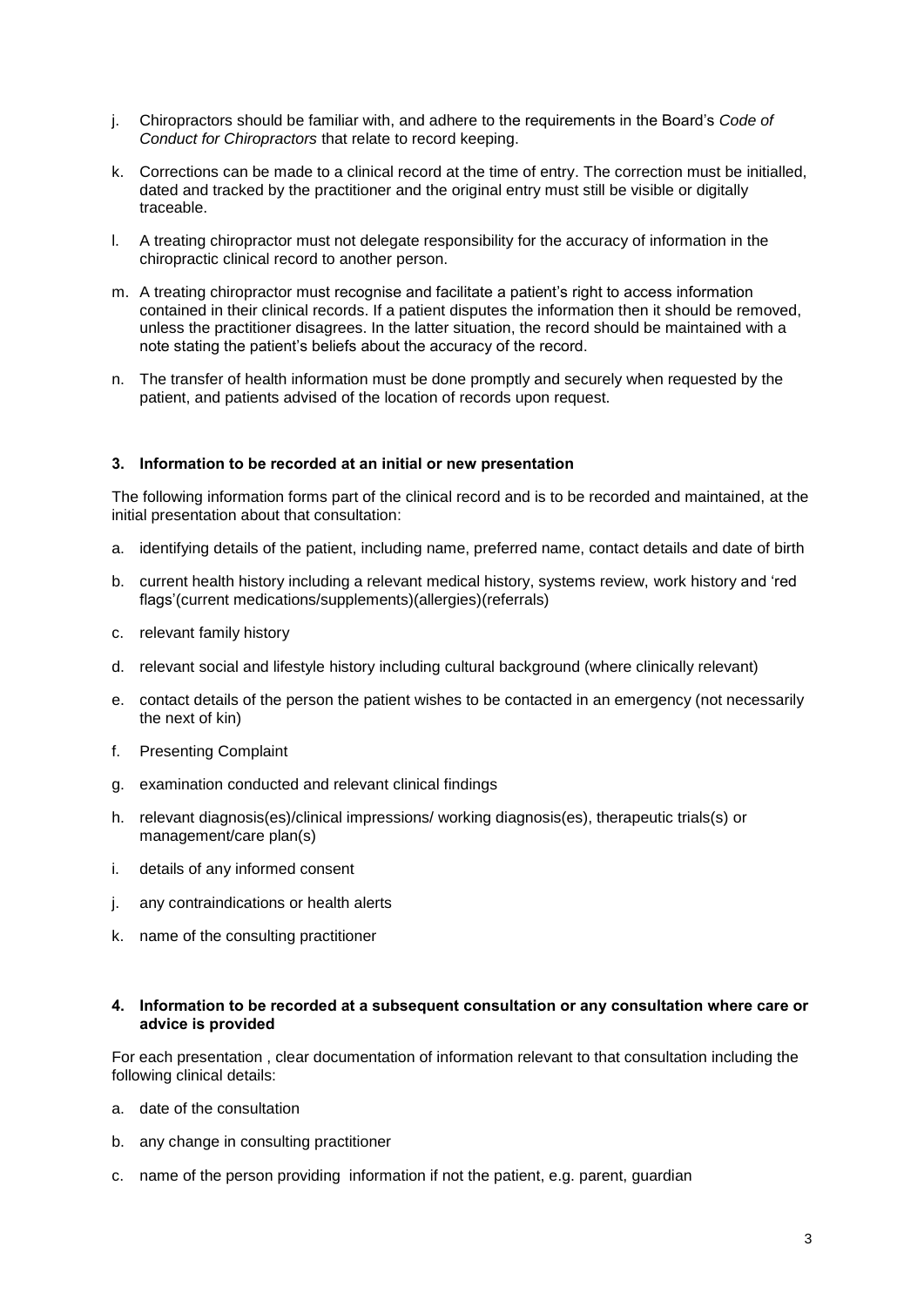j. Chiropractors should be familiar with, and adhere to the requirements in the Board's *Code of Conduct for Chiropractors* that relate to record keeping.

k. Corrections can be made to a clinical record at the time of entry. The correction must be initialled, dated and tracked by the practitioner and the original entry must still be visible or digitally traceable.

l. A treating chiropractor must not delegate responsibility for the accuracy of information in the chiropractic clinical record to another person.

m. A treating chiropractor must recognise and facilitate a patient's right to access information contained in their clinical records. If a patient disputes the information then it should be removed, unless the practitioner disagrees. In the latter situation, the record should be maintained with a note stating the patient's beliefs about the accuracy of the record.

n. The transfer of health information must be done promptly and securely when requested by the patient, and patients advised of the location of records upon request.

### 3. Information to be recorded at an initial or new presentation

The following information forms part of the clinical record and is to be recorded and maintained, at the initial presentation about that consultation:

a. identifying details of the patient, including name, preferred name, contact details and date of birth

b. current health history including a relevant medical history, systems review, work history and 'red flags'(current medications/supplements)(allergies)(referrals)

c. relevant family history

d. relevant social and lifestyle history including cultural background (where clinically relevant)

e. contact details of the person the patient wishes to be contacted in an emergency (not necessarily the next of kin)

f. Presenting Complaint

g. examination conducted and relevant clinical findings

h. relevant diagnosis(es)/clinical impressions/ working diagnosis(es), therapeutic trials(s) or management/care plan(s)

i. details of any informed consent

j. any contraindications or health alerts

k. name of the consulting practitioner

### 4. Information to be recorded at a subsequent consultation or any consultation where care or advice is provided

For each presentation , clear documentation of information relevant to that consultation including the following clinical details:

a. date of the consultation

b. any change in consulting practitioner

c. name of the person providing information if not the patient, e.g. parent, guardian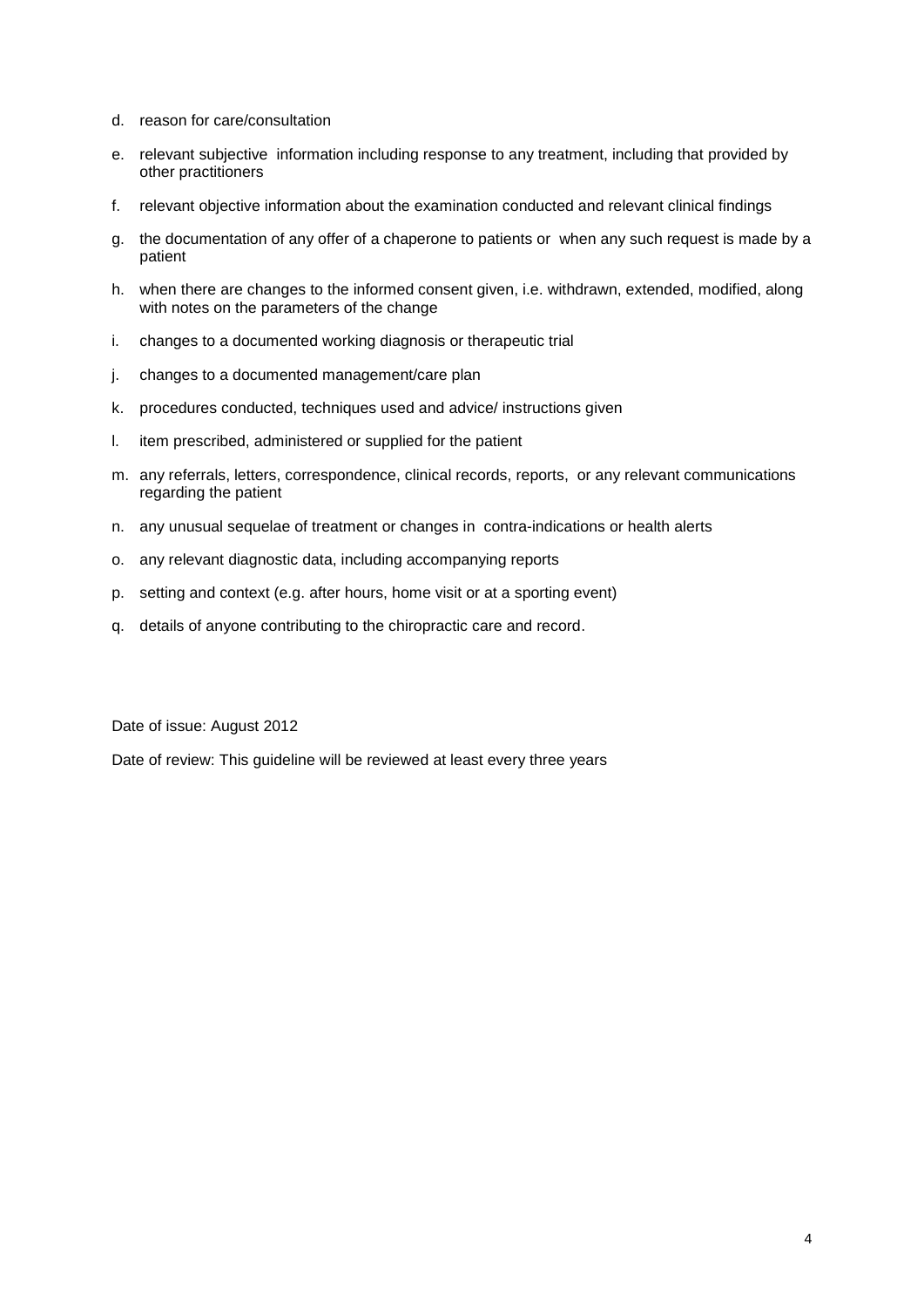d. reason for care/consultation

e. relevant subjective information including response to any treatment, including that provided by other practitioners

f. relevant objective information about the examination conducted and relevant clinical findings

g. the documentation of any offer of a chaperone to patients or when any such request is made by a patient

h. when there are changes to the informed consent given, i.e. withdrawn, extended, modified, along with notes on the parameters of the change

i. changes to a documented working diagnosis or therapeutic trial

j. changes to a documented management/care plan

k. procedures conducted, techniques used and advice/ instructions given

l. item prescribed, administered or supplied for the patient

m. any referrals, letters, correspondence, clinical records, reports, or any relevant communications regarding the patient

n. any unusual sequelae of treatment or changes in contra-indications or health alerts

o. any relevant diagnostic data, including accompanying reports

p. setting and context (e.g. after hours, home visit or at a sporting event)

q. details of anyone contributing to the chiropractic care and record.

Date of issue: August 2012

Date of review: This guideline will be reviewed at least every three years